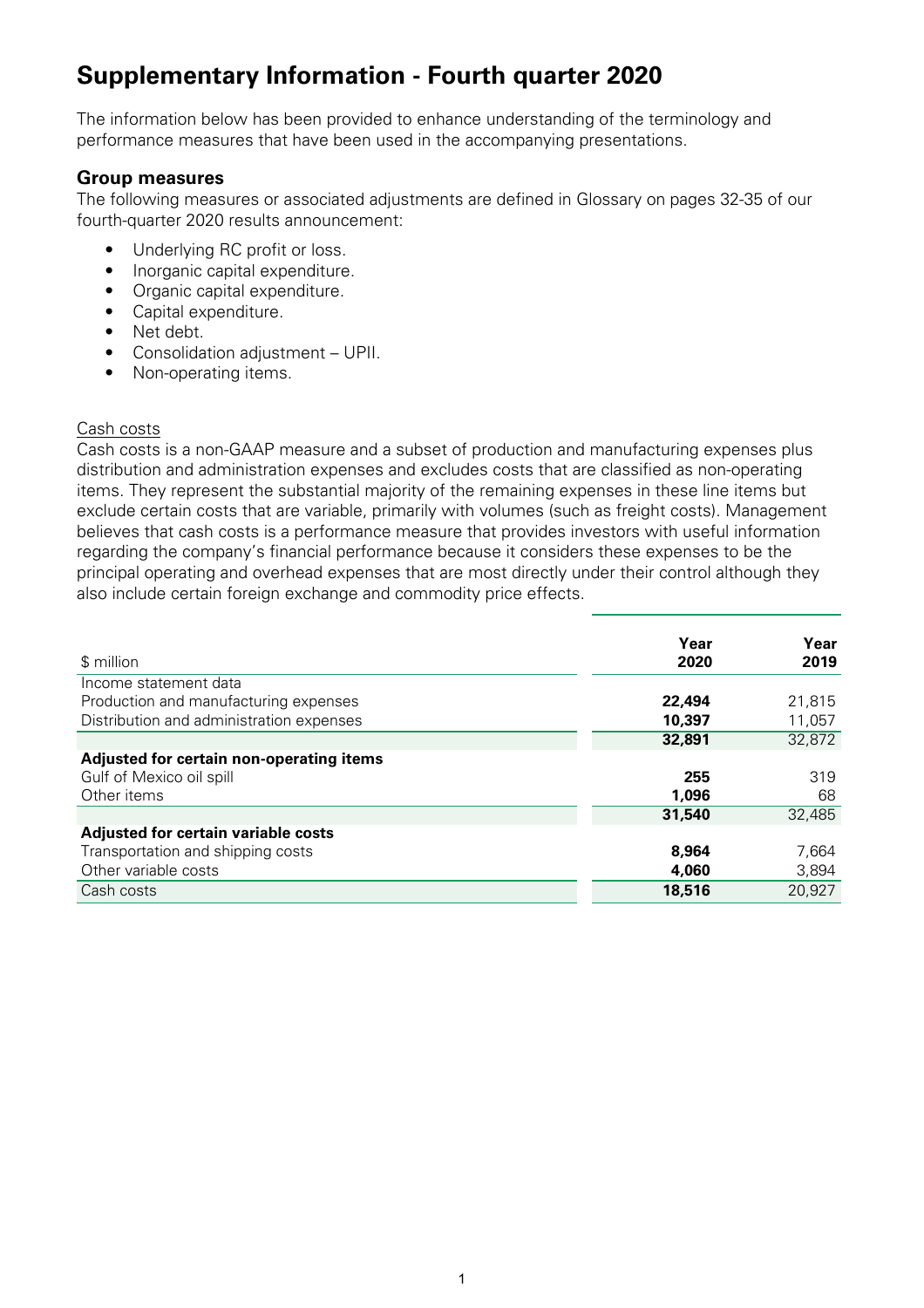# Supplementary Information - Fourth quarter 2020

The information below has been provided to enhance understanding of the terminology and performance measures that have been used in the accompanying presentations.

## Group measures

The following measures or associated adjustments are defined in Glossary on pages 32-35 of our fourth-quarter 2020 results announcement:

- Underlying RC profit or loss.
- Inorganic capital expenditure.
- Organic capital expenditure.
- Capital expenditure.
- Net debt.
- Consolidation adjustment – UPII.
- Non-operating items.

Cash costs

Cash costs is a non-GAAP measure and a subset of production and manufacturing expenses plus distribution and administration expenses and excludes costs that are classified as non-operating items. They represent the substantial majority of the remaining expenses in these line items but exclude certain costs that are variable, primarily with volumes (such as freight costs). Management believes that cash costs is a performance measure that provides investors with useful information regarding the company's financial performance because it considers these expenses to be the principal operating and overhead expenses that are most directly under their control although they also include certain foreign exchange and commodity price effects.

| $ million | Year 2020 | Year 2019 |
|---|---|---|
| Income statement data | | |
| Production and manufacturing expenses | **22,494** | 21,815 |
| Distribution and administration expenses | **10,397** | 11,057 |
| | **32,891** | 32,872 |
| **Adjusted for certain non-operating items** | | |
| Gulf of Mexico oil spill | **255** | 319 |
| Other items | **1,096** | 68 |
| | **31,540** | 32,485 |
| **Adjusted for certain variable costs** | | |
| Transportation and shipping costs | **8,964** | 7,664 |
| Other variable costs | **4,060** | 3,894 |
| Cash costs | **18,516** | 20,927 |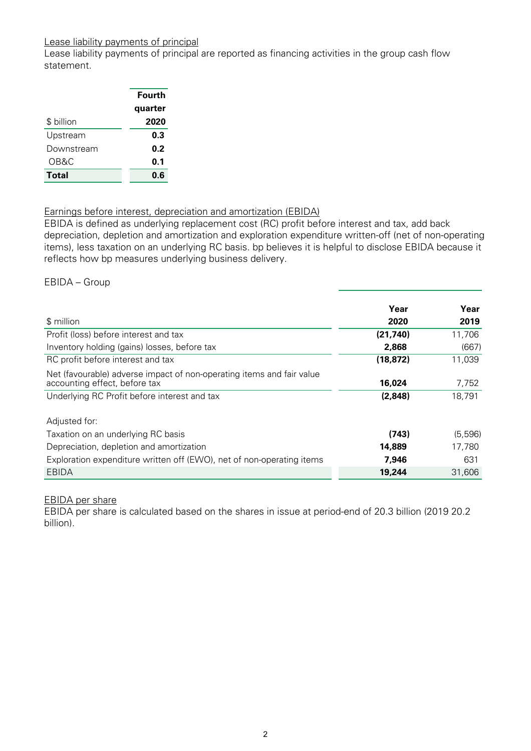Lease liability payments of principal

Lease liability payments of principal are reported as financing activities in the group cash flow statement.

| $ billion | Fourth quarter 2020 |
|---|---|
| Upstream | **0.3** |
| Downstream | **0.2** |
| OB&C | **0.1** |
| **Total** | **0.6** |

Earnings before interest, depreciation and amortization (EBIDA)

EBIDA is defined as underlying replacement cost (RC) profit before interest and tax, add back depreciation, depletion and amortization and exploration expenditure written-off (net of non-operating items), less taxation on an underlying RC basis. bp believes it is helpful to disclose EBIDA because it reflects how bp measures underlying business delivery.

EBIDA – Group

| $ million | Year 2020 | Year 2019 |
|---|---|---|
| Profit (loss) before interest and tax | **(21,740)** | 11,706 |
| Inventory holding (gains) losses, before tax | **2,868** | (667) |
| RC profit before interest and tax | **(18,872)** | 11,039 |
| Net (favourable) adverse impact of non-operating items and fair value accounting effect, before tax | **16,024** | 7,752 |
| Underlying RC Profit before interest and tax | **(2,848)** | 18,791 |
| Adjusted for: | | |
| Taxation on an underlying RC basis | **(743)** | (5,596) |
| Depreciation, depletion and amortization | **14,889** | 17,780 |
| Exploration expenditure written off (EWO), net of non-operating items | **7,946** | 631 |
| EBIDA | **19,244** | 31,606 |

EBIDA per share

EBIDA per share is calculated based on the shares in issue at period-end of 20.3 billion (2019 20.2 billion).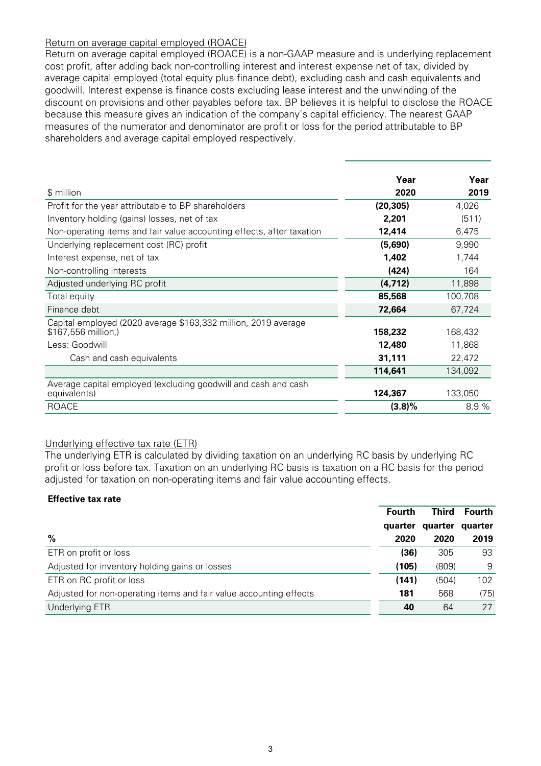## Return on average capital employed (ROACE)

Return on average capital employed (ROACE) is a non-GAAP measure and is underlying replacement cost profit, after adding back non-controlling interest and interest expense net of tax, divided by average capital employed (total equity plus finance debt), excluding cash and cash equivalents and goodwill. Interest expense is finance costs excluding lease interest and the unwinding of the discount on provisions and other payables before tax. BP believes it is helpful to disclose the ROACE because this measure gives an indication of the company's capital efficiency. The nearest GAAP measures of the numerator and denominator are profit or loss for the period attributable to BP shareholders and average capital employed respectively.

| $ million | Year 2020 | Year 2019 |
|---|---|---|
| Profit for the year attributable to BP shareholders | **(20,305)** | 4,026 |
| Inventory holding (gains) losses, net of tax | **2,201** | (511) |
| Non-operating items and fair value accounting effects, after taxation | **12,414** | 6,475 |
| Underlying replacement cost (RC) profit | **(5,690)** | 9,990 |
| Interest expense, net of tax | **1,402** | 1,744 |
| Non-controlling interests | **(424)** | 164 |
| Adjusted underlying RC profit | **(4,712)** | 11,898 |
| Total equity | **85,568** | 100,708 |
| Finance debt | **72,664** | 67,724 |
| Capital employed (2020 average $163,332 million, 2019 average $167,556 million,) | **158,232** | 168,432 |
| Less: Goodwill | **12,480** | 11,868 |
| Cash and cash equivalents | **31,111** | 22,472 |
| | **114,641** | 134,092 |
| Average capital employed (excluding goodwill and cash and cash equivalents) | **124,367** | 133,050 |
| ROACE | **(3.8)%** | 8.9 % |

## Underlying effective tax rate (ETR)

The underlying ETR is calculated by dividing taxation on an underlying RC basis by underlying RC profit or loss before tax. Taxation on an underlying RC basis is taxation on a RC basis for the period adjusted for taxation on non-operating items and fair value accounting effects.

**Effective tax rate**

| % | Fourth quarter 2020 | Third quarter 2020 | Fourth quarter 2019 |
|---|---|---|---|
| ETR on profit or loss | **(36)** | 305 | 93 |
| Adjusted for inventory holding gains or losses | **(105)** | (809) | 9 |
| ETR on RC profit or loss | **(141)** | (504) | 102 |
| Adjusted for non-operating items and fair value accounting effects | **181** | 568 | (75) |
| Underlying ETR | **40** | 64 | 27 |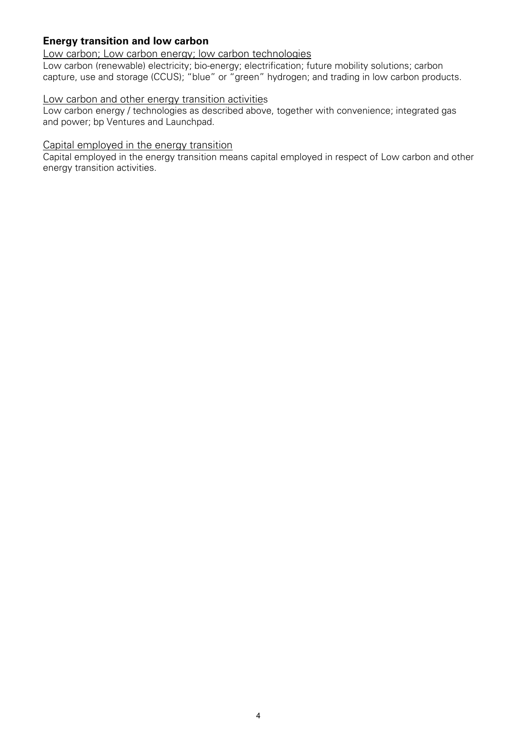## Energy transition and low carbon

Low carbon; Low carbon energy; low carbon technologies

Low carbon (renewable) electricity; bio-energy; electrification; future mobility solutions; carbon capture, use and storage (CCUS); "blue" or "green" hydrogen; and trading in low carbon products.

Low carbon and other energy transition activities

Low carbon energy / technologies as described above, together with convenience; integrated gas and power; bp Ventures and Launchpad.

Capital employed in the energy transition

Capital employed in the energy transition means capital employed in respect of Low carbon and other energy transition activities.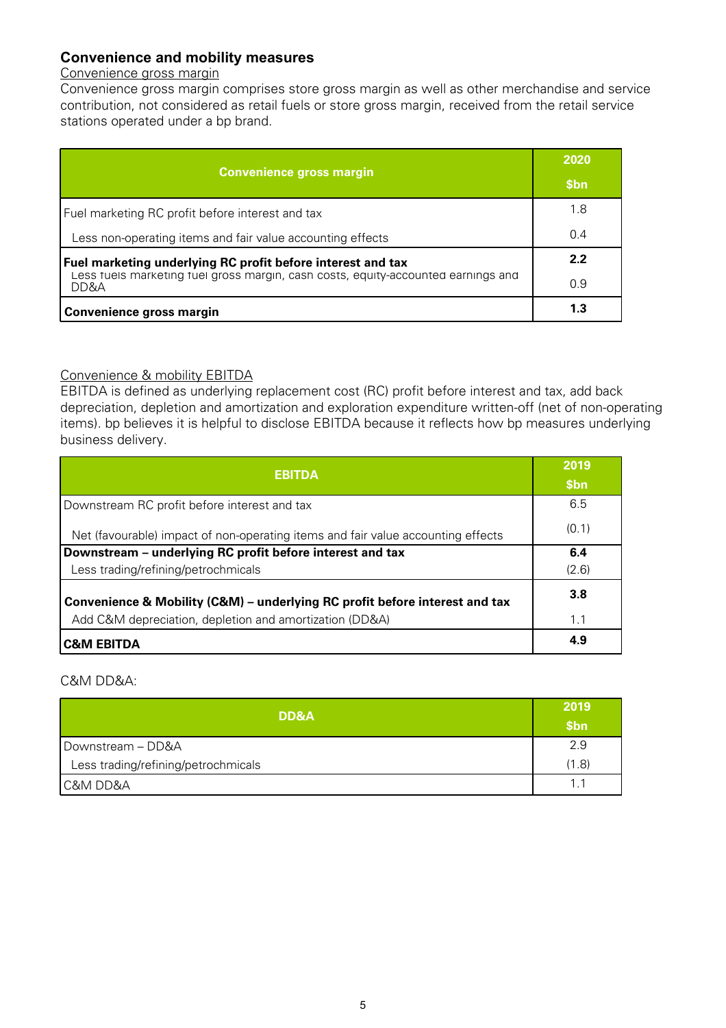## Convenience and mobility measures

Convenience gross margin

Convenience gross margin comprises store gross margin as well as other merchandise and service contribution, not considered as retail fuels or store gross margin, received from the retail service stations operated under a bp brand.

| Convenience gross margin | 2020 $bn |
|---|---|
| Fuel marketing RC profit before interest and tax | 1.8 |
| Less non-operating items and fair value accounting effects | 0.4 |
| **Fuel marketing underlying RC profit before interest and tax** | **2.2** |
| Less fuels marketing fuel gross margin, cash costs, equity-accounted earnings and DD&A | 0.9 |
| **Convenience gross margin** | **1.3** |

Convenience & mobility EBITDA

EBITDA is defined as underlying replacement cost (RC) profit before interest and tax, add back depreciation, depletion and amortization and exploration expenditure written-off (net of non-operating items). bp believes it is helpful to disclose EBITDA because it reflects how bp measures underlying business delivery.

| EBITDA | 2019 $bn |
|---|---|
| Downstream RC profit before interest and tax | 6.5 |
| Net (favourable) impact of non-operating items and fair value accounting effects | (0.1) |
| **Downstream – underlying RC profit before interest and tax** | **6.4** |
| Less trading/refining/petrochmicals | (2.6) |
| **Convenience & Mobility (C&M) – underlying RC profit before interest and tax** | **3.8** |
| Add C&M depreciation, depletion and amortization (DD&A) | 1.1 |
| **C&M EBITDA** | **4.9** |

C&M DD&A:

| DD&A | 2019 $bn |
|---|---|
| Downstream – DD&A | 2.9 |
| Less trading/refining/petrochmicals | (1.8) |
| C&M DD&A | 1.1 |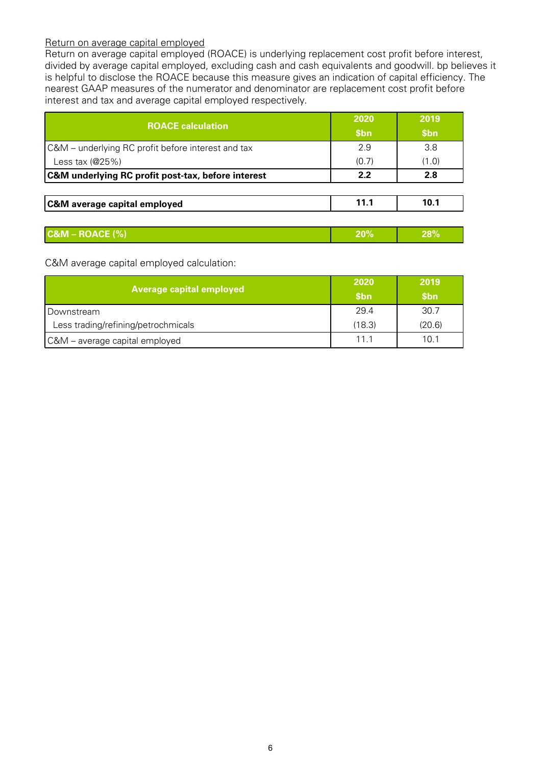Return on average capital employed

Return on average capital employed (ROACE) is underlying replacement cost profit before interest, divided by average capital employed, excluding cash and cash equivalents and goodwill. bp believes it is helpful to disclose the ROACE because this measure gives an indication of capital efficiency. The nearest GAAP measures of the numerator and denominator are replacement cost profit before interest and tax and average capital employed respectively.

| ROACE calculation | 2020 $bn | 2019 $bn |
|---|---|---|
| C&M – underlying RC profit before interest and tax | 2.9 | 3.8 |
| Less tax (@25%) | (0.7) | (1.0) |
| **C&M underlying RC profit post-tax, before interest** | **2.2** | **2.8** |
| **C&M average capital employed** | **11.1** | **10.1** |
| **C&M – ROACE (%)** | **20%** | **28%** |

C&M average capital employed calculation:

| Average capital employed | 2020 $bn | 2019 $bn |
|---|---|---|
| Downstream | 29.4 | 30.7 |
| Less trading/refining/petrochmicals | (18.3) | (20.6) |
| C&M – average capital employed | 11.1 | 10.1 |